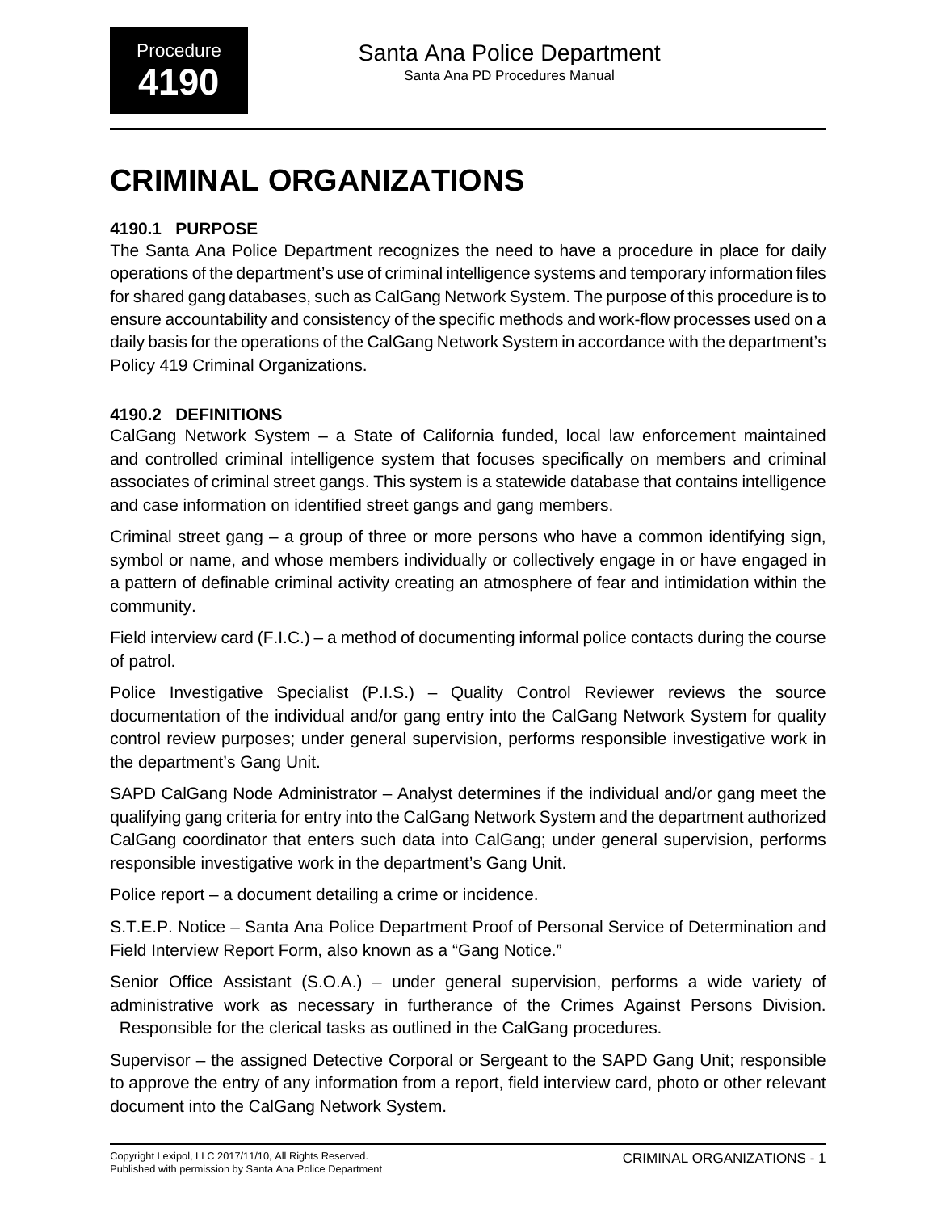# CRIMINAL ORGANIZATIONS

### 4190.1 PURPOSE

The Santa Ana Police Department recognizes the need to have a procedure in place for daily operations of the department's use of criminal intelligence systems and temporary information files for shared gang databases, such as CalGang Network System. The purpose of this procedure is to ensure accountability and consistency of the specific methods and work-flow processes used on a daily basis for the operations of the CalGang Network System in accordance with the department's Policy 419 Criminal Organizations.

### 4190.2 DEFINITIONS

CalGang Network System – a State of California funded, local law enforcement maintained and controlled criminal intelligence system that focuses specifically on members and criminal associates of criminal street gangs. This system is a statewide database that contains intelligence and case information on identified street gangs and gang members.

Criminal street gang – a group of three or more persons who have a common identifying sign, symbol or name, and whose members individually or collectively engage in or have engaged in a pattern of definable criminal activity creating an atmosphere of fear and intimidation within the community.

Field interview card (F.I.C.) – a method of documenting informal police contacts during the course of patrol.

Police Investigative Specialist (P.I.S.) – Quality Control Reviewer reviews the source documentation of the individual and/or gang entry into the CalGang Network System for quality control review purposes; under general supervision, performs responsible investigative work in the department's Gang Unit.

SAPD CalGang Node Administrator – Analyst determines if the individual and/or gang meet the qualifying gang criteria for entry into the CalGang Network System and the department authorized CalGang coordinator that enters such data into CalGang; under general supervision, performs responsible investigative work in the department's Gang Unit.

Police report – a document detailing a crime or incidence.

S.T.E.P. Notice – Santa Ana Police Department Proof of Personal Service of Determination and Field Interview Report Form, also known as a "Gang Notice."

Senior Office Assistant (S.O.A.) – under general supervision, performs a wide variety of administrative work as necessary in furtherance of the Crimes Against Persons Division. Responsible for the clerical tasks as outlined in the CalGang procedures.

Supervisor – the assigned Detective Corporal or Sergeant to the SAPD Gang Unit; responsible to approve the entry of any information from a report, field interview card, photo or other relevant document into the CalGang Network System.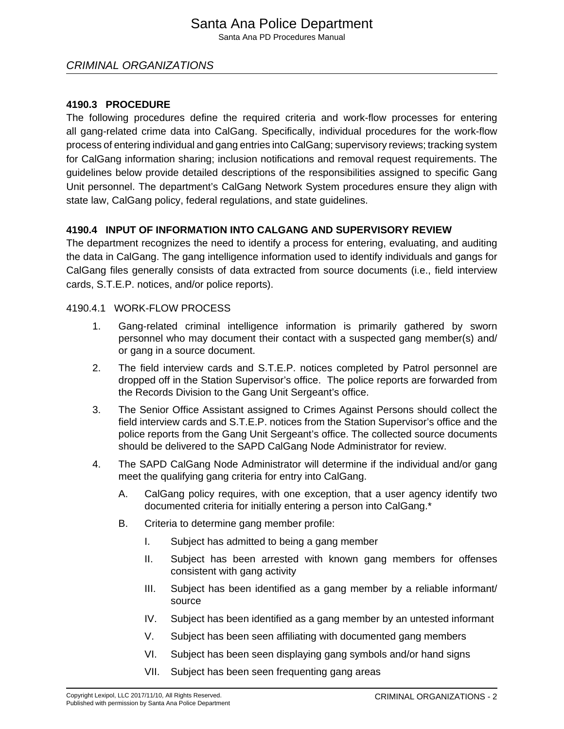## CRIMINAL ORGANIZATIONS

### 4190.3 PROCEDURE

The following procedures define the required criteria and work-flow processes for entering all gang-related crime data into CalGang. Specifically, individual procedures for the work-flow process of entering individual and gang entries into CalGang; supervisory reviews; tracking system for CalGang information sharing; inclusion notifications and removal request requirements. The guidelines below provide detailed descriptions of the responsibilities assigned to specific Gang Unit personnel. The department's CalGang Network System procedures ensure they align with state law, CalGang policy, federal regulations, and state guidelines.

### 4190.4 INPUT OF INFORMATION INTO CALGANG AND SUPERVISORY REVIEW

The department recognizes the need to identify a process for entering, evaluating, and auditing the data in CalGang. The gang intelligence information used to identify individuals and gangs for CalGang files generally consists of data extracted from source documents (i.e., field interview cards, S.T.E.P. notices, and/or police reports).

#### 4190.4.1 WORK-FLOW PROCESS

1. Gang-related criminal intelligence information is primarily gathered by sworn personnel who may document their contact with a suspected gang member(s) and/or gang in a source document.
2. The field interview cards and S.T.E.P. notices completed by Patrol personnel are dropped off in the Station Supervisor's office. The police reports are forwarded from the Records Division to the Gang Unit Sergeant's office.
3. The Senior Office Assistant assigned to Crimes Against Persons should collect the field interview cards and S.T.E.P. notices from the Station Supervisor's office and the police reports from the Gang Unit Sergeant's office. The collected source documents should be delivered to the SAPD CalGang Node Administrator for review.
4. The SAPD CalGang Node Administrator will determine if the individual and/or gang meet the qualifying gang criteria for entry into CalGang.
    A. CalGang policy requires, with one exception, that a user agency identify two documented criteria for initially entering a person into CalGang.*
    B. Criteria to determine gang member profile:
        I. Subject has admitted to being a gang member
        II. Subject has been arrested with known gang members for offenses consistent with gang activity
        III. Subject has been identified as a gang member by a reliable informant/source
        IV. Subject has been identified as a gang member by an untested informant
        V. Subject has been seen affiliating with documented gang members
        VI. Subject has been seen displaying gang symbols and/or hand signs
        VII. Subject has been seen frequenting gang areas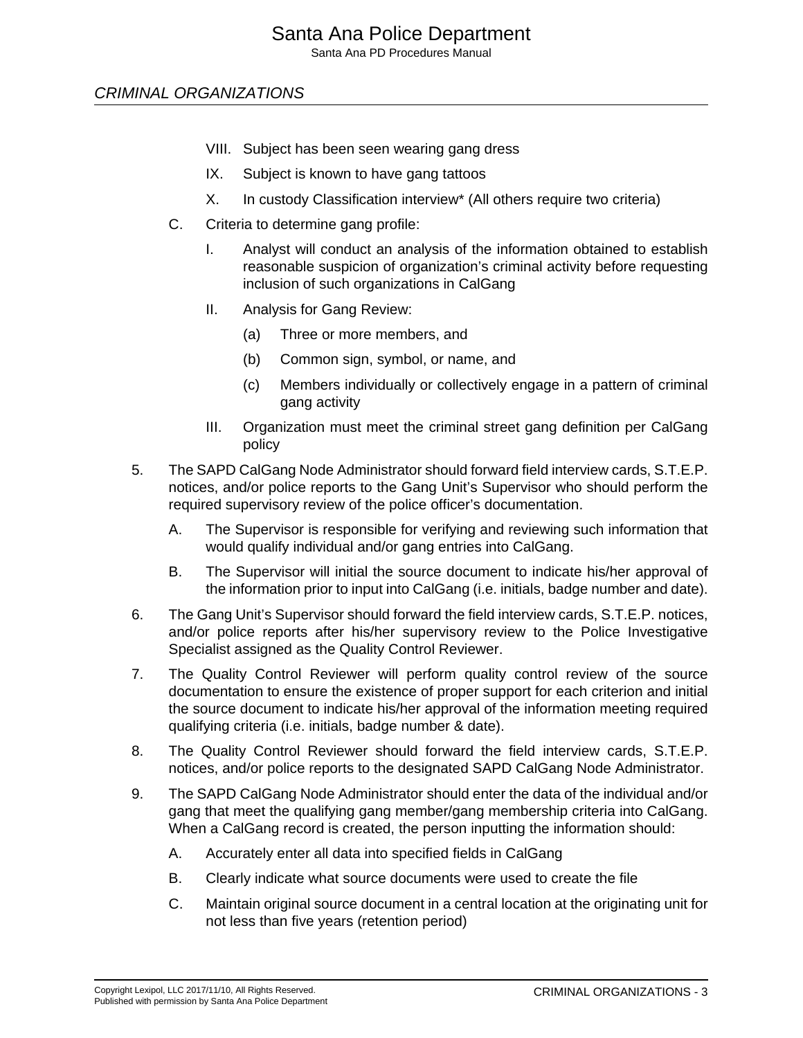## CRIMINAL ORGANIZATIONS

   - VIII. Subject has been seen wearing gang dress
   - IX. Subject is known to have gang tattoos
   - X. In custody Classification interview* (All others require two criteria)

C. Criteria to determine gang profile:

   - I. Analyst will conduct an analysis of the information obtained to establish reasonable suspicion of organization's criminal activity before requesting inclusion of such organizations in CalGang
   - II. Analysis for Gang Review:
     - (a) Three or more members, and
     - (b) Common sign, symbol, or name, and
     - (c) Members individually or collectively engage in a pattern of criminal gang activity
   - III. Organization must meet the criminal street gang definition per CalGang policy

5. The SAPD CalGang Node Administrator should forward field interview cards, S.T.E.P. notices, and/or police reports to the Gang Unit's Supervisor who should perform the required supervisory review of the police officer's documentation.

   A. The Supervisor is responsible for verifying and reviewing such information that would qualify individual and/or gang entries into CalGang.

   B. The Supervisor will initial the source document to indicate his/her approval of the information prior to input into CalGang (i.e. initials, badge number and date).

6. The Gang Unit's Supervisor should forward the field interview cards, S.T.E.P. notices, and/or police reports after his/her supervisory review to the Police Investigative Specialist assigned as the Quality Control Reviewer.

7. The Quality Control Reviewer will perform quality control review of the source documentation to ensure the existence of proper support for each criterion and initial the source document to indicate his/her approval of the information meeting required qualifying criteria (i.e. initials, badge number & date).

8. The Quality Control Reviewer should forward the field interview cards, S.T.E.P. notices, and/or police reports to the designated SAPD CalGang Node Administrator.

9. The SAPD CalGang Node Administrator should enter the data of the individual and/or gang that meet the qualifying gang member/gang membership criteria into CalGang. When a CalGang record is created, the person inputting the information should:

   A. Accurately enter all data into specified fields in CalGang

   B. Clearly indicate what source documents were used to create the file

   C. Maintain original source document in a central location at the originating unit for not less than five years (retention period)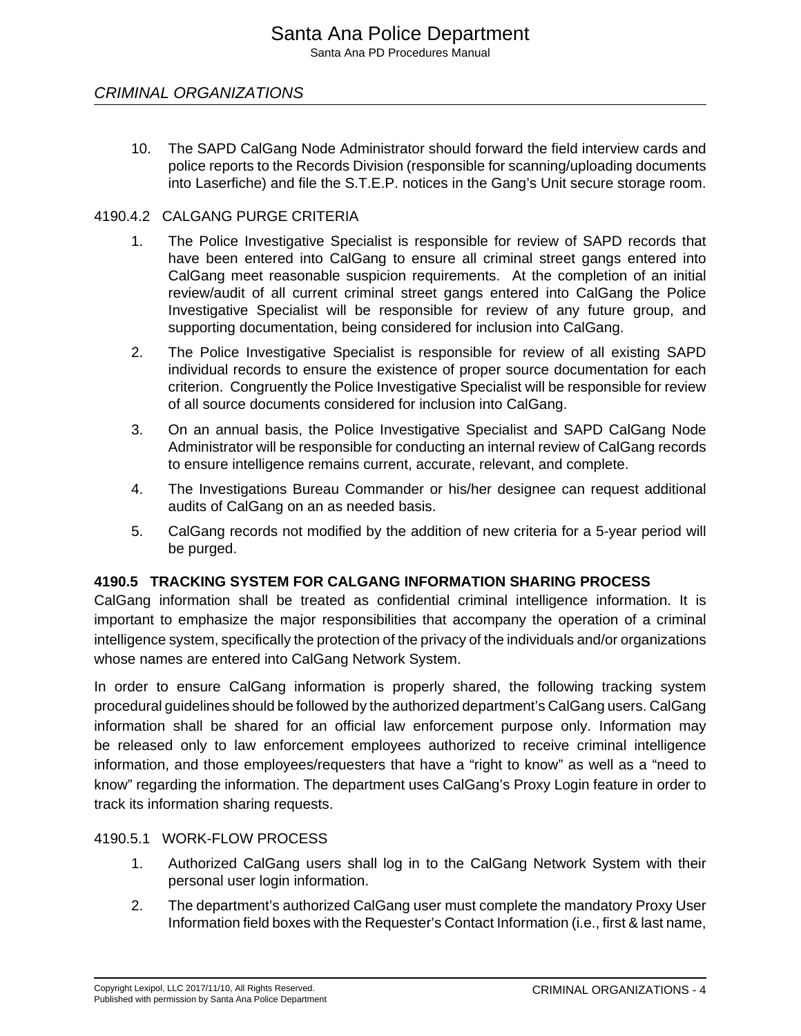10. The SAPD CalGang Node Administrator should forward the field interview cards and police reports to the Records Division (responsible for scanning/uploading documents into Laserfiche) and file the S.T.E.P. notices in the Gang's Unit secure storage room.

#### 4190.4.2 CALGANG PURGE CRITERIA

1. The Police Investigative Specialist is responsible for review of SAPD records that have been entered into CalGang to ensure all criminal street gangs entered into CalGang meet reasonable suspicion requirements. At the completion of an initial review/audit of all current criminal street gangs entered into CalGang the Police Investigative Specialist will be responsible for review of any future group, and supporting documentation, being considered for inclusion into CalGang.
2. The Police Investigative Specialist is responsible for review of all existing SAPD individual records to ensure the existence of proper source documentation for each criterion. Congruently the Police Investigative Specialist will be responsible for review of all source documents considered for inclusion into CalGang.
3. On an annual basis, the Police Investigative Specialist and SAPD CalGang Node Administrator will be responsible for conducting an internal review of CalGang records to ensure intelligence remains current, accurate, relevant, and complete.
4. The Investigations Bureau Commander or his/her designee can request additional audits of CalGang on an as needed basis.
5. CalGang records not modified by the addition of new criteria for a 5-year period will be purged.

### 4190.5 TRACKING SYSTEM FOR CALGANG INFORMATION SHARING PROCESS

CalGang information shall be treated as confidential criminal intelligence information. It is important to emphasize the major responsibilities that accompany the operation of a criminal intelligence system, specifically the protection of the privacy of the individuals and/or organizations whose names are entered into CalGang Network System.

In order to ensure CalGang information is properly shared, the following tracking system procedural guidelines should be followed by the authorized department's CalGang users. CalGang information shall be shared for an official law enforcement purpose only. Information may be released only to law enforcement employees authorized to receive criminal intelligence information, and those employees/requesters that have a "right to know" as well as a "need to know" regarding the information. The department uses CalGang's Proxy Login feature in order to track its information sharing requests.

#### 4190.5.1 WORK-FLOW PROCESS

1. Authorized CalGang users shall log in to the CalGang Network System with their personal user login information.
2. The department's authorized CalGang user must complete the mandatory Proxy User Information field boxes with the Requester's Contact Information (i.e., first & last name,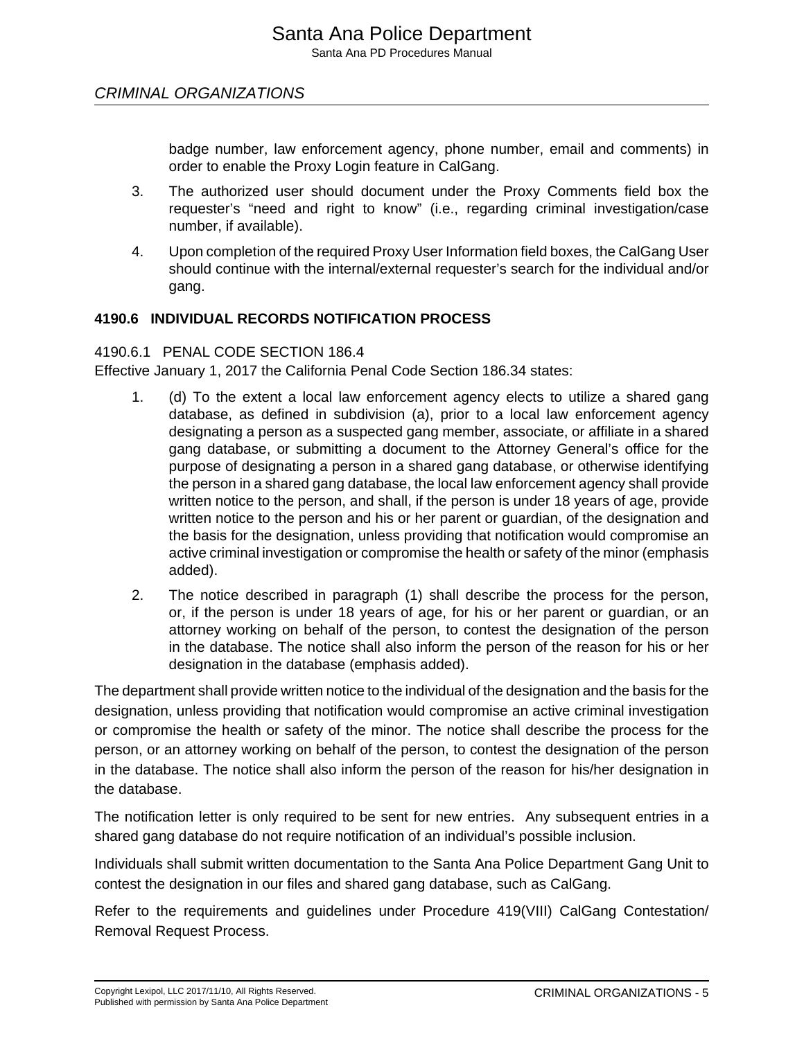badge number, law enforcement agency, phone number, email and comments) in order to enable the Proxy Login feature in CalGang.

3. The authorized user should document under the Proxy Comments field box the requester's "need and right to know" (i.e., regarding criminal investigation/case number, if available).

4. Upon completion of the required Proxy User Information field boxes, the CalGang User should continue with the internal/external requester's search for the individual and/or gang.

## 4190.6 INDIVIDUAL RECORDS NOTIFICATION PROCESS

### 4190.6.1 PENAL CODE SECTION 186.4

Effective January 1, 2017 the California Penal Code Section 186.34 states:

1. (d) To the extent a local law enforcement agency elects to utilize a shared gang database, as defined in subdivision (a), prior to a local law enforcement agency designating a person as a suspected gang member, associate, or affiliate in a shared gang database, or submitting a document to the Attorney General's office for the purpose of designating a person in a shared gang database, or otherwise identifying the person in a shared gang database, the local law enforcement agency shall provide written notice to the person, and shall, if the person is under 18 years of age, provide written notice to the person and his or her parent or guardian, of the designation and the basis for the designation, unless providing that notification would compromise an active criminal investigation or compromise the health or safety of the minor (emphasis added).

2. The notice described in paragraph (1) shall describe the process for the person, or, if the person is under 18 years of age, for his or her parent or guardian, or an attorney working on behalf of the person, to contest the designation of the person in the database. The notice shall also inform the person of the reason for his or her designation in the database (emphasis added).

The department shall provide written notice to the individual of the designation and the basis for the designation, unless providing that notification would compromise an active criminal investigation or compromise the health or safety of the minor. The notice shall describe the process for the person, or an attorney working on behalf of the person, to contest the designation of the person in the database. The notice shall also inform the person of the reason for his/her designation in the database.

The notification letter is only required to be sent for new entries. Any subsequent entries in a shared gang database do not require notification of an individual's possible inclusion.

Individuals shall submit written documentation to the Santa Ana Police Department Gang Unit to contest the designation in our files and shared gang database, such as CalGang.

Refer to the requirements and guidelines under Procedure 419(VIII) CalGang Contestation/ Removal Request Process.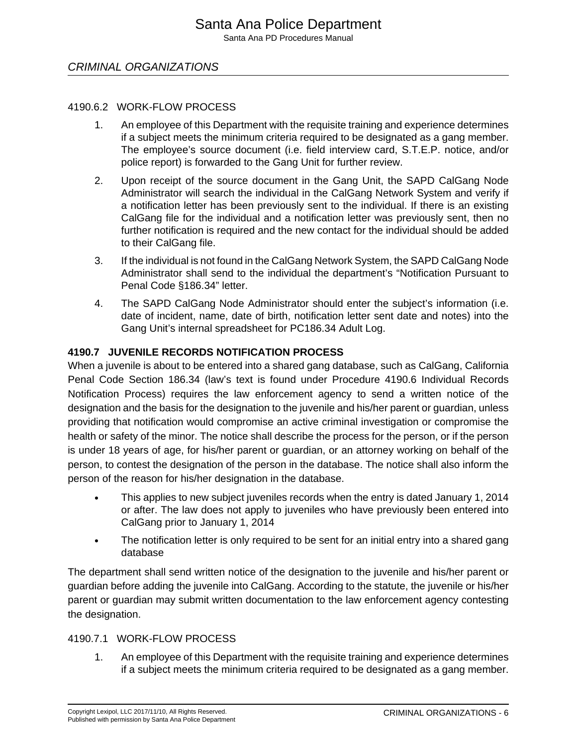## CRIMINAL ORGANIZATIONS

#### 4190.6.2 WORK-FLOW PROCESS

1. An employee of this Department with the requisite training and experience determines if a subject meets the minimum criteria required to be designated as a gang member. The employee's source document (i.e. field interview card, S.T.E.P. notice, and/or police report) is forwarded to the Gang Unit for further review.
2. Upon receipt of the source document in the Gang Unit, the SAPD CalGang Node Administrator will search the individual in the CalGang Network System and verify if a notification letter has been previously sent to the individual. If there is an existing CalGang file for the individual and a notification letter was previously sent, then no further notification is required and the new contact for the individual should be added to their CalGang file.
3. If the individual is not found in the CalGang Network System, the SAPD CalGang Node Administrator shall send to the individual the department's "Notification Pursuant to Penal Code §186.34" letter.
4. The SAPD CalGang Node Administrator should enter the subject's information (i.e. date of incident, name, date of birth, notification letter sent date and notes) into the Gang Unit's internal spreadsheet for PC186.34 Adult Log.

### 4190.7 JUVENILE RECORDS NOTIFICATION PROCESS

When a juvenile is about to be entered into a shared gang database, such as CalGang, California Penal Code Section 186.34 (law's text is found under Procedure 4190.6 Individual Records Notification Process) requires the law enforcement agency to send a written notice of the designation and the basis for the designation to the juvenile and his/her parent or guardian, unless providing that notification would compromise an active criminal investigation or compromise the health or safety of the minor. The notice shall describe the process for the person, or if the person is under 18 years of age, for his/her parent or guardian, or an attorney working on behalf of the person, to contest the designation of the person in the database. The notice shall also inform the person of the reason for his/her designation in the database.

- This applies to new subject juveniles records when the entry is dated January 1, 2014 or after. The law does not apply to juveniles who have previously been entered into CalGang prior to January 1, 2014
- The notification letter is only required to be sent for an initial entry into a shared gang database

The department shall send written notice of the designation to the juvenile and his/her parent or guardian before adding the juvenile into CalGang. According to the statute, the juvenile or his/her parent or guardian may submit written documentation to the law enforcement agency contesting the designation.

#### 4190.7.1 WORK-FLOW PROCESS

1. An employee of this Department with the requisite training and experience determines if a subject meets the minimum criteria required to be designated as a gang member.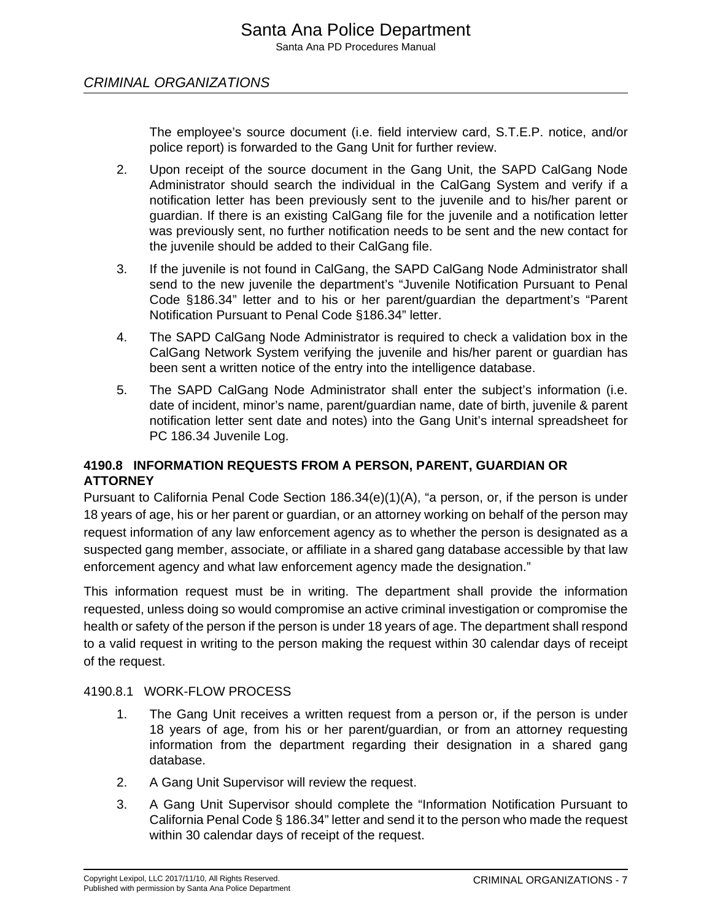The employee's source document (i.e. field interview card, S.T.E.P. notice, and/or police report) is forwarded to the Gang Unit for further review.

2. Upon receipt of the source document in the Gang Unit, the SAPD CalGang Node Administrator should search the individual in the CalGang System and verify if a notification letter has been previously sent to the juvenile and to his/her parent or guardian. If there is an existing CalGang file for the juvenile and a notification letter was previously sent, no further notification needs to be sent and the new contact for the juvenile should be added to their CalGang file.

3. If the juvenile is not found in CalGang, the SAPD CalGang Node Administrator shall send to the new juvenile the department's "Juvenile Notification Pursuant to Penal Code §186.34" letter and to his or her parent/guardian the department's "Parent Notification Pursuant to Penal Code §186.34" letter.

4. The SAPD CalGang Node Administrator is required to check a validation box in the CalGang Network System verifying the juvenile and his/her parent or guardian has been sent a written notice of the entry into the intelligence database.

5. The SAPD CalGang Node Administrator shall enter the subject's information (i.e. date of incident, minor's name, parent/guardian name, date of birth, juvenile & parent notification letter sent date and notes) into the Gang Unit's internal spreadsheet for PC 186.34 Juvenile Log.

## 4190.8 INFORMATION REQUESTS FROM A PERSON, PARENT, GUARDIAN OR ATTORNEY

Pursuant to California Penal Code Section 186.34(e)(1)(A), "a person, or, if the person is under 18 years of age, his or her parent or guardian, or an attorney working on behalf of the person may request information of any law enforcement agency as to whether the person is designated as a suspected gang member, associate, or affiliate in a shared gang database accessible by that law enforcement agency and what law enforcement agency made the designation."

This information request must be in writing. The department shall provide the information requested, unless doing so would compromise an active criminal investigation or compromise the health or safety of the person if the person is under 18 years of age. The department shall respond to a valid request in writing to the person making the request within 30 calendar days of receipt of the request.

### 4190.8.1 WORK-FLOW PROCESS

1. The Gang Unit receives a written request from a person or, if the person is under 18 years of age, from his or her parent/guardian, or from an attorney requesting information from the department regarding their designation in a shared gang database.

2. A Gang Unit Supervisor will review the request.

3. A Gang Unit Supervisor should complete the "Information Notification Pursuant to California Penal Code § 186.34" letter and send it to the person who made the request within 30 calendar days of receipt of the request.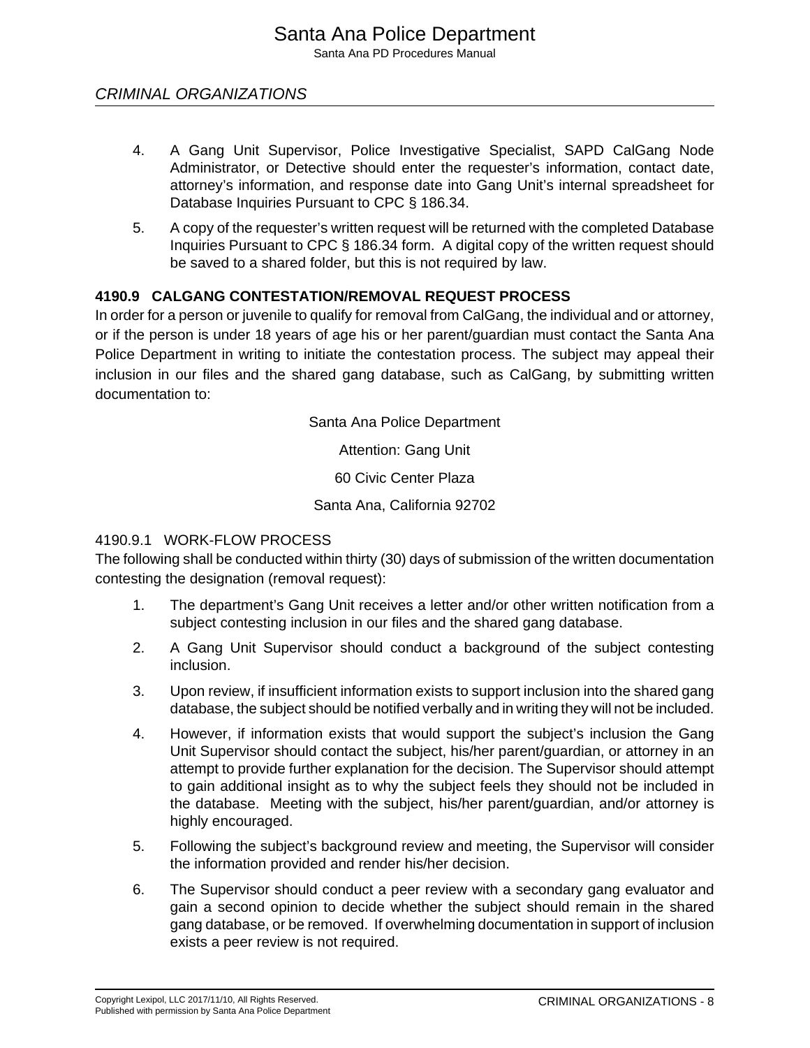## CRIMINAL ORGANIZATIONS

4. A Gang Unit Supervisor, Police Investigative Specialist, SAPD CalGang Node Administrator, or Detective should enter the requester's information, contact date, attorney's information, and response date into Gang Unit's internal spreadsheet for Database Inquiries Pursuant to CPC § 186.34.

5. A copy of the requester's written request will be returned with the completed Database Inquiries Pursuant to CPC § 186.34 form. A digital copy of the written request should be saved to a shared folder, but this is not required by law.

### 4190.9 CALGANG CONTESTATION/REMOVAL REQUEST PROCESS

In order for a person or juvenile to qualify for removal from CalGang, the individual and or attorney, or if the person is under 18 years of age his or her parent/guardian must contact the Santa Ana Police Department in writing to initiate the contestation process. The subject may appeal their inclusion in our files and the shared gang database, such as CalGang, by submitting written documentation to:

Santa Ana Police Department

Attention: Gang Unit

60 Civic Center Plaza

Santa Ana, California 92702

#### 4190.9.1 WORK-FLOW PROCESS

The following shall be conducted within thirty (30) days of submission of the written documentation contesting the designation (removal request):

1. The department's Gang Unit receives a letter and/or other written notification from a subject contesting inclusion in our files and the shared gang database.

2. A Gang Unit Supervisor should conduct a background of the subject contesting inclusion.

3. Upon review, if insufficient information exists to support inclusion into the shared gang database, the subject should be notified verbally and in writing they will not be included.

4. However, if information exists that would support the subject's inclusion the Gang Unit Supervisor should contact the subject, his/her parent/guardian, or attorney in an attempt to provide further explanation for the decision. The Supervisor should attempt to gain additional insight as to why the subject feels they should not be included in the database. Meeting with the subject, his/her parent/guardian, and/or attorney is highly encouraged.

5. Following the subject's background review and meeting, the Supervisor will consider the information provided and render his/her decision.

6. The Supervisor should conduct a peer review with a secondary gang evaluator and gain a second opinion to decide whether the subject should remain in the shared gang database, or be removed. If overwhelming documentation in support of inclusion exists a peer review is not required.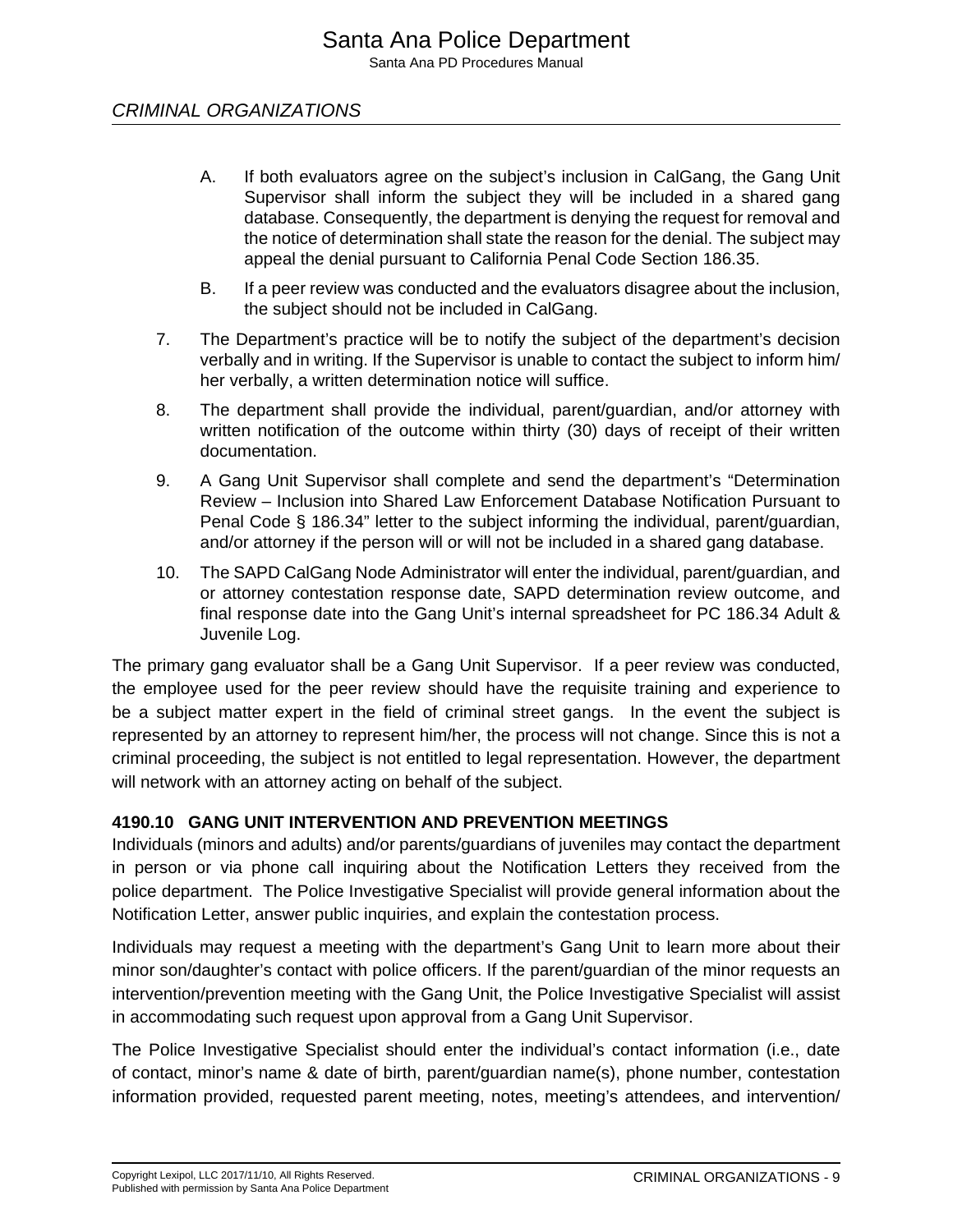## CRITICAL ORGANIZATIONS

A. If both evaluators agree on the subject's inclusion in CalGang, the Gang Unit Supervisor shall inform the subject they will be included in a shared gang database. Consequently, the department is denying the request for removal and the notice of determination shall state the reason for the denial. The subject may appeal the denial pursuant to California Penal Code Section 186.35.

B. If a peer review was conducted and the evaluators disagree about the inclusion, the subject should not be included in CalGang.

7. The Department's practice will be to notify the subject of the department's decision verbally and in writing. If the Supervisor is unable to contact the subject to inform him/her verbally, a written determination notice will suffice.

8. The department shall provide the individual, parent/guardian, and/or attorney with written notification of the outcome within thirty (30) days of receipt of their written documentation.

9. A Gang Unit Supervisor shall complete and send the department's "Determination Review – Inclusion into Shared Law Enforcement Database Notification Pursuant to Penal Code § 186.34" letter to the subject informing the individual, parent/guardian, and/or attorney if the person will or will not be included in a shared gang database.

10. The SAPD CalGang Node Administrator will enter the individual, parent/guardian, and or attorney contestation response date, SAPD determination review outcome, and final response date into the Gang Unit's internal spreadsheet for PC 186.34 Adult & Juvenile Log.

The primary gang evaluator shall be a Gang Unit Supervisor. If a peer review was conducted, the employee used for the peer review should have the requisite training and experience to be a subject matter expert in the field of criminal street gangs. In the event the subject is represented by an attorney to represent him/her, the process will not change. Since this is not a criminal proceeding, the subject is not entitled to legal representation. However, the department will network with an attorney acting on behalf of the subject.

### 4190.10 GANG UNIT INTERVENTION AND PREVENTION MEETINGS

Individuals (minors and adults) and/or parents/guardians of juveniles may contact the department in person or via phone call inquiring about the Notification Letters they received from the police department. The Police Investigative Specialist will provide general information about the Notification Letter, answer public inquiries, and explain the contestation process.

Individuals may request a meeting with the department's Gang Unit to learn more about their minor son/daughter's contact with police officers. If the parent/guardian of the minor requests an intervention/prevention meeting with the Gang Unit, the Police Investigative Specialist will assist in accommodating such request upon approval from a Gang Unit Supervisor.

The Police Investigative Specialist should enter the individual's contact information (i.e., date of contact, minor's name & date of birth, parent/guardian name(s), phone number, contestation information provided, requested parent meeting, notes, meeting's attendees, and intervention/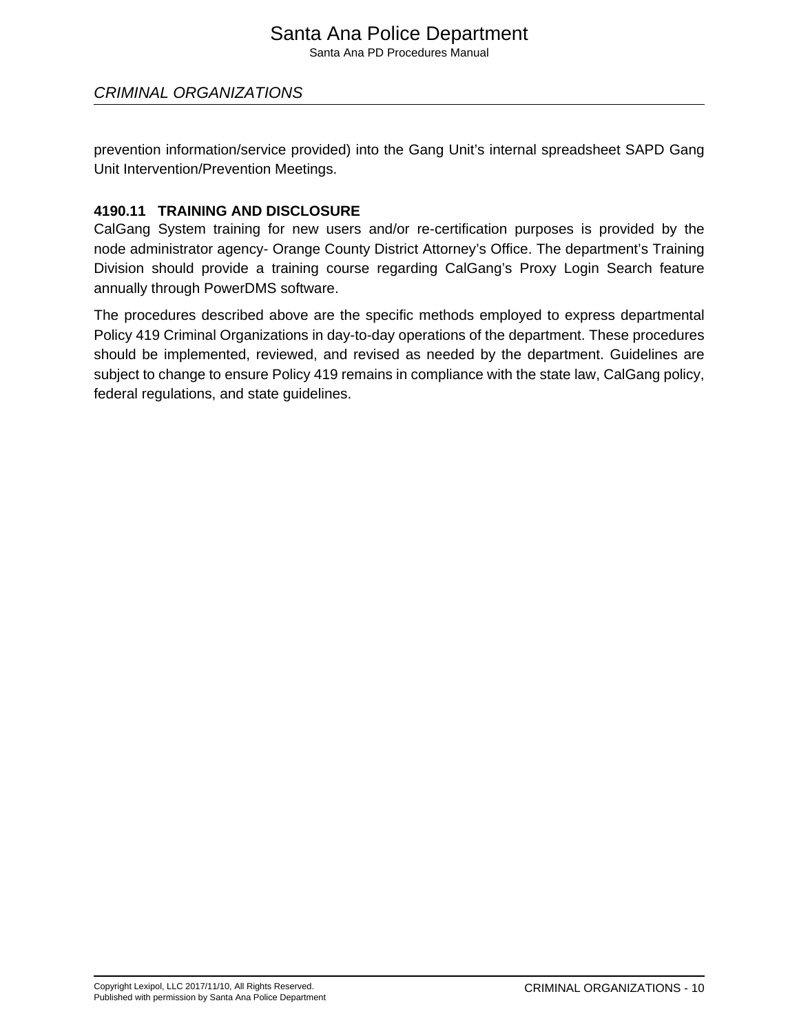prevention information/service provided) into the Gang Unit's internal spreadsheet SAPD Gang Unit Intervention/Prevention Meetings.

## 4190.11 TRAINING AND DISCLOSURE

CalGang System training for new users and/or re-certification purposes is provided by the node administrator agency- Orange County District Attorney's Office. The department's Training Division should provide a training course regarding CalGang's Proxy Login Search feature annually through PowerDMS software.

The procedures described above are the specific methods employed to express departmental Policy 419 Criminal Organizations in day-to-day operations of the department. These procedures should be implemented, reviewed, and revised as needed by the department. Guidelines are subject to change to ensure Policy 419 remains in compliance with the state law, CalGang policy, federal regulations, and state guidelines.